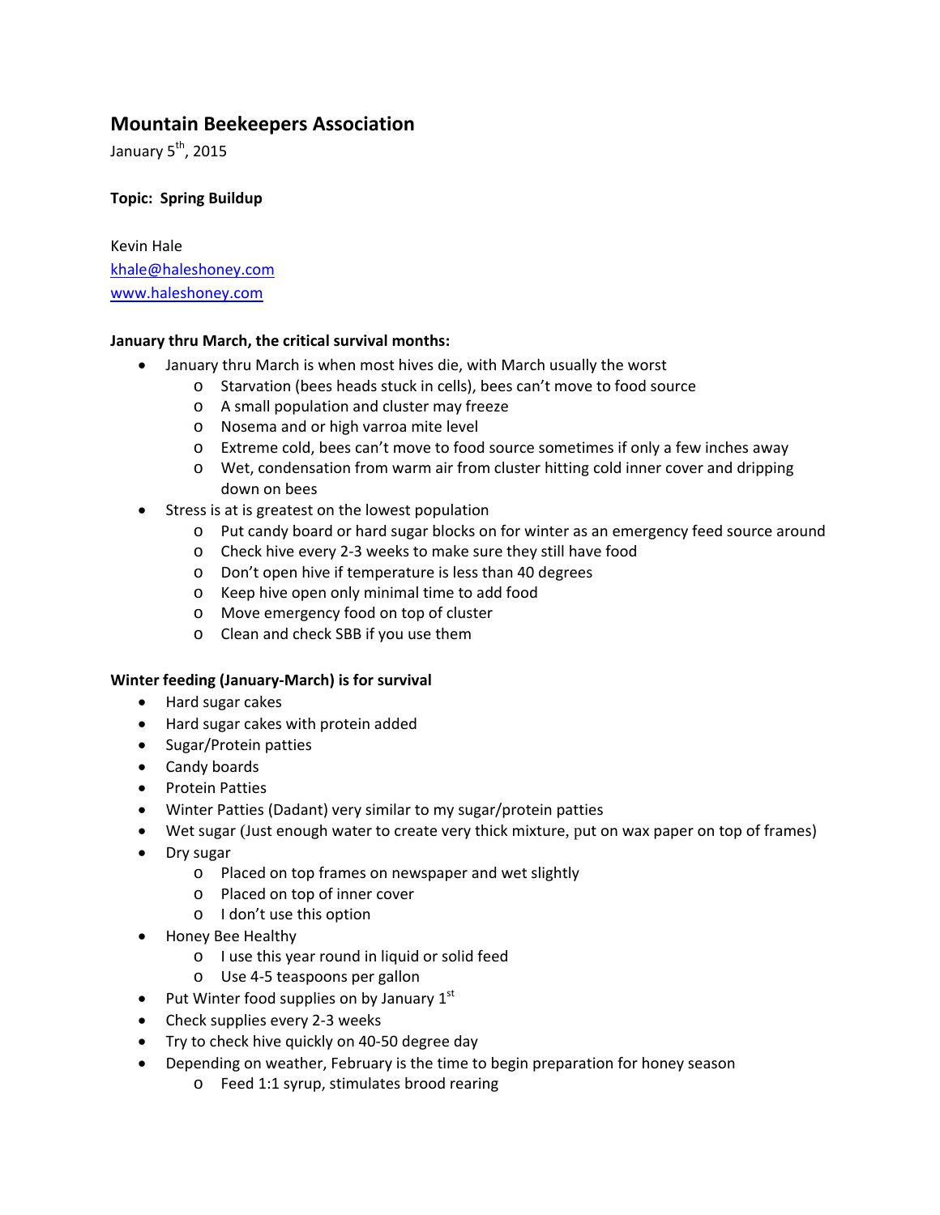# Mountain Beekeepers Association

January 5th, 2015

**Topic: Spring Buildup**

Kevin Hale
[khale@haleshoney.com](mailto:khale@haleshoney.com)
[www.haleshoney.com](http://www.haleshoney.com)

**January thru March, the critical survival months:**

- January thru March is when most hives die, with March usually the worst
  - Starvation (bees heads stuck in cells), bees can't move to food source
  - A small population and cluster may freeze
  - Nosema and or high varroa mite level
  - Extreme cold, bees can't move to food source sometimes if only a few inches away
  - Wet, condensation from warm air from cluster hitting cold inner cover and dripping down on bees
- Stress is at is greatest on the lowest population
  - Put candy board or hard sugar blocks on for winter as an emergency feed source around
  - Check hive every 2-3 weeks to make sure they still have food
  - Don't open hive if temperature is less than 40 degrees
  - Keep hive open only minimal time to add food
  - Move emergency food on top of cluster
  - Clean and check SBB if you use them

**Winter feeding (January-March) is for survival**

- Hard sugar cakes
- Hard sugar cakes with protein added
- Sugar/Protein patties
- Candy boards
- Protein Patties
- Winter Patties (Dadant) very similar to my sugar/protein patties
- Wet sugar (Just enough water to create very thick mixture, put on wax paper on top of frames)
- Dry sugar
  - Placed on top frames on newspaper and wet slightly
  - Placed on top of inner cover
  - I don't use this option
- Honey Bee Healthy
  - I use this year round in liquid or solid feed
  - Use 4-5 teaspoons per gallon
- Put Winter food supplies on by January 1st
- Check supplies every 2-3 weeks
- Try to check hive quickly on 40-50 degree day
- Depending on weather, February is the time to begin preparation for honey season
  - Feed 1:1 syrup, stimulates brood rearing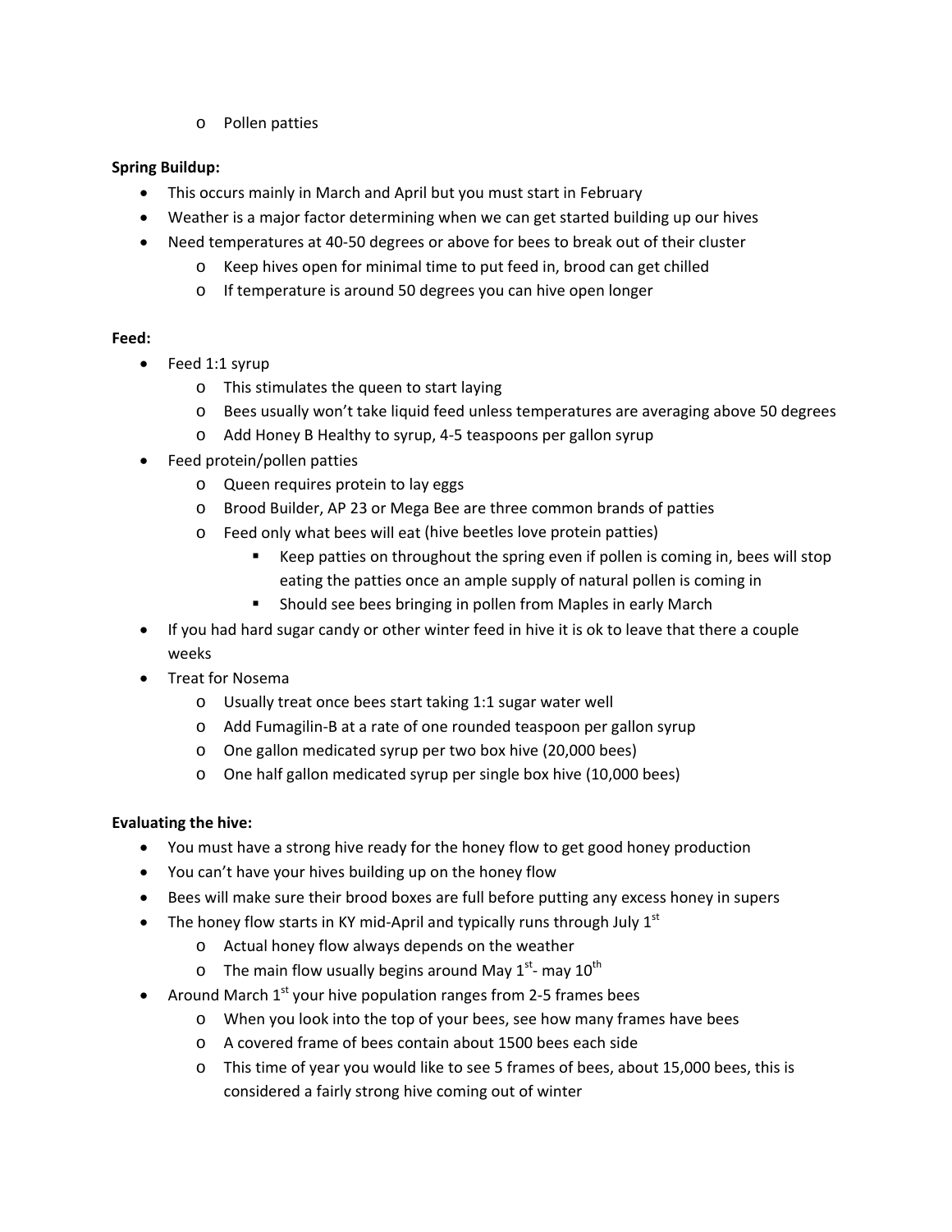- Pollen patties

**Spring Buildup:**

- This occurs mainly in March and April but you must start in February
- Weather is a major factor determining when we can get started building up our hives
- Need temperatures at 40-50 degrees or above for bees to break out of their cluster
  - Keep hives open for minimal time to put feed in, brood can get chilled
  - If temperature is around 50 degrees you can hive open longer

**Feed:**

- Feed 1:1 syrup
  - This stimulates the queen to start laying
  - Bees usually won't take liquid feed unless temperatures are averaging above 50 degrees
  - Add Honey B Healthy to syrup, 4-5 teaspoons per gallon syrup
- Feed protein/pollen patties
  - Queen requires protein to lay eggs
  - Brood Builder, AP 23 or Mega Bee are three common brands of patties
  - Feed only what bees will eat (hive beetles love protein patties)
    - Keep patties on throughout the spring even if pollen is coming in, bees will stop eating the patties once an ample supply of natural pollen is coming in
    - Should see bees bringing in pollen from Maples in early March
- If you had hard sugar candy or other winter feed in hive it is ok to leave that there a couple weeks
- Treat for Nosema
  - Usually treat once bees start taking 1:1 sugar water well
  - Add Fumagilin-B at a rate of one rounded teaspoon per gallon syrup
  - One gallon medicated syrup per two box hive (20,000 bees)
  - One half gallon medicated syrup per single box hive (10,000 bees)

**Evaluating the hive:**

- You must have a strong hive ready for the honey flow to get good honey production
- You can't have your hives building up on the honey flow
- Bees will make sure their brood boxes are full before putting any excess honey in supers
- The honey flow starts in KY mid-April and typically runs through July 1st
  - Actual honey flow always depends on the weather
  - The main flow usually begins around May 1st- may 10th
- Around March 1st your hive population ranges from 2-5 frames bees
  - When you look into the top of your bees, see how many frames have bees
  - A covered frame of bees contain about 1500 bees each side
  - This time of year you would like to see 5 frames of bees, about 15,000 bees, this is considered a fairly strong hive coming out of winter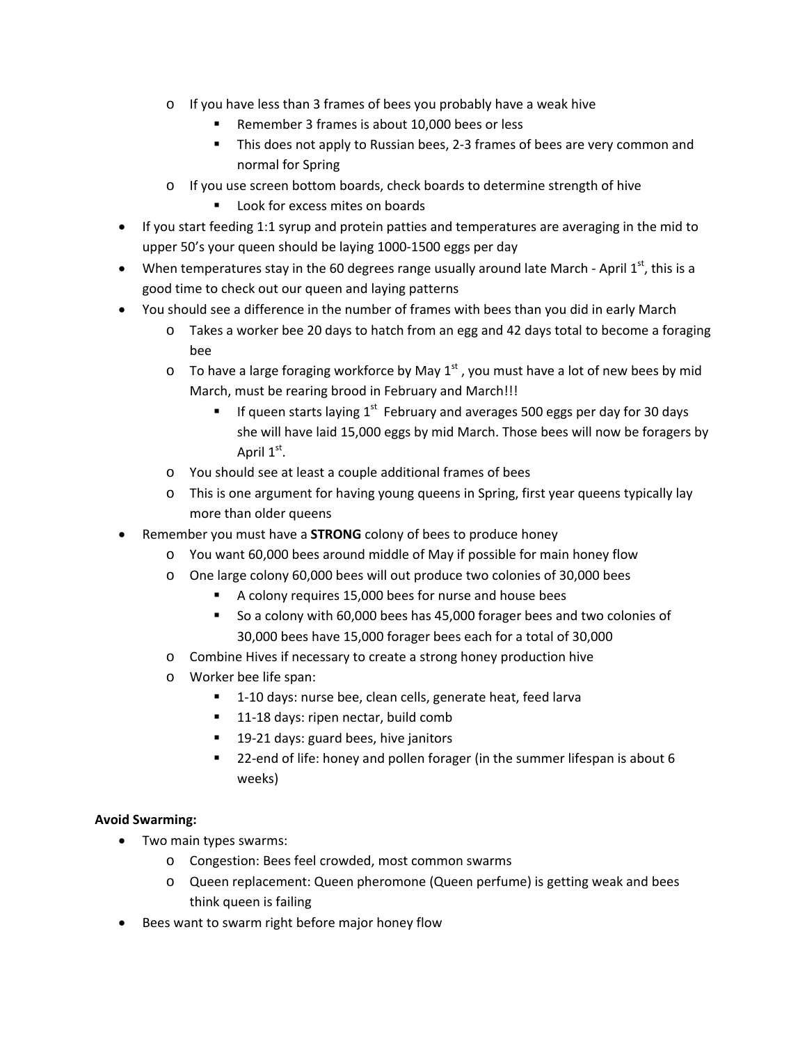- If you have less than 3 frames of bees you probably have a weak hive
    - Remember 3 frames is about 10,000 bees or less
    - This does not apply to Russian bees, 2-3 frames of bees are very common and normal for Spring
  - If you use screen bottom boards, check boards to determine strength of hive
    - Look for excess mites on boards
- If you start feeding 1:1 syrup and protein patties and temperatures are averaging in the mid to upper 50's your queen should be laying 1000-1500 eggs per day
- When temperatures stay in the 60 degrees range usually around late March - April 1st, this is a good time to check out our queen and laying patterns
- You should see a difference in the number of frames with bees than you did in early March
  - Takes a worker bee 20 days to hatch from an egg and 42 days total to become a foraging bee
  - To have a large foraging workforce by May 1st , you must have a lot of new bees by mid March, must be rearing brood in February and March!!!
    - If queen starts laying 1st February and averages 500 eggs per day for 30 days she will have laid 15,000 eggs by mid March. Those bees will now be foragers by April 1st.
  - You should see at least a couple additional frames of bees
  - This is one argument for having young queens in Spring, first year queens typically lay more than older queens
- Remember you must have a **STRONG** colony of bees to produce honey
  - You want 60,000 bees around middle of May if possible for main honey flow
  - One large colony 60,000 bees will out produce two colonies of 30,000 bees
    - A colony requires 15,000 bees for nurse and house bees
    - So a colony with 60,000 bees has 45,000 forager bees and two colonies of 30,000 bees have 15,000 forager bees each for a total of 30,000
  - Combine Hives if necessary to create a strong honey production hive
  - Worker bee life span:
    - 1-10 days: nurse bee, clean cells, generate heat, feed larva
    - 11-18 days: ripen nectar, build comb
    - 19-21 days: guard bees, hive janitors
    - 22-end of life: honey and pollen forager (in the summer lifespan is about 6 weeks)

**Avoid Swarming:**

- Two main types swarms:
  - Congestion: Bees feel crowded, most common swarms
  - Queen replacement: Queen pheromone (Queen perfume) is getting weak and bees think queen is failing
- Bees want to swarm right before major honey flow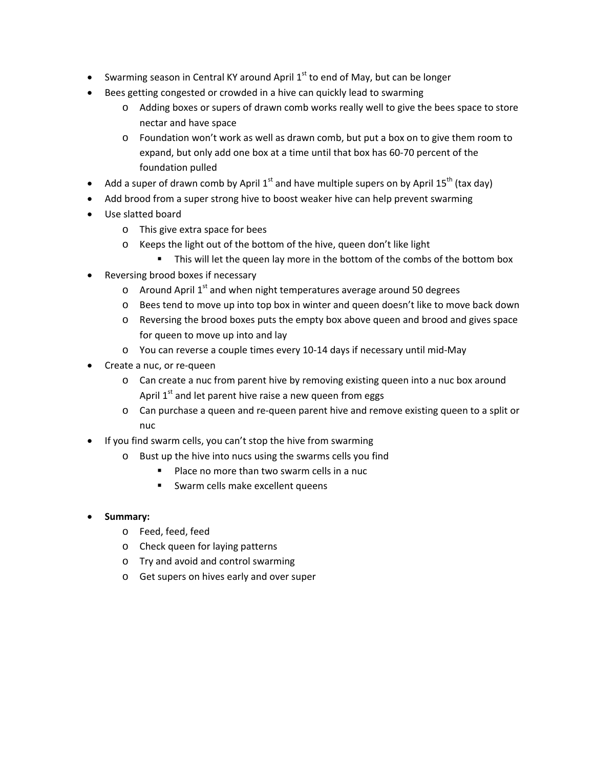- Swarming season in Central KY around April 1st to end of May, but can be longer
- Bees getting congested or crowded in a hive can quickly lead to swarming
  - Adding boxes or supers of drawn comb works really well to give the bees space to store nectar and have space
  - Foundation won't work as well as drawn comb, but put a box on to give them room to expand, but only add one box at a time until that box has 60-70 percent of the foundation pulled
- Add a super of drawn comb by April 1st and have multiple supers on by April 15th (tax day)
- Add brood from a super strong hive to boost weaker hive can help prevent swarming
- Use slatted board
  - This give extra space for bees
  - Keeps the light out of the bottom of the hive, queen don't like light
    - This will let the queen lay more in the bottom of the combs of the bottom box
- Reversing brood boxes if necessary
  - Around April 1st and when night temperatures average around 50 degrees
  - Bees tend to move up into top box in winter and queen doesn't like to move back down
  - Reversing the brood boxes puts the empty box above queen and brood and gives space for queen to move up into and lay
  - You can reverse a couple times every 10-14 days if necessary until mid-May
- Create a nuc, or re-queen
  - Can create a nuc from parent hive by removing existing queen into a nuc box around April 1st and let parent hive raise a new queen from eggs
  - Can purchase a queen and re-queen parent hive and remove existing queen to a split or nuc
- If you find swarm cells, you can't stop the hive from swarming
  - Bust up the hive into nucs using the swarms cells you find
    - Place no more than two swarm cells in a nuc
    - Swarm cells make excellent queens

- **Summary:**
  - Feed, feed, feed
  - Check queen for laying patterns
  - Try and avoid and control swarming
  - Get supers on hives early and over super